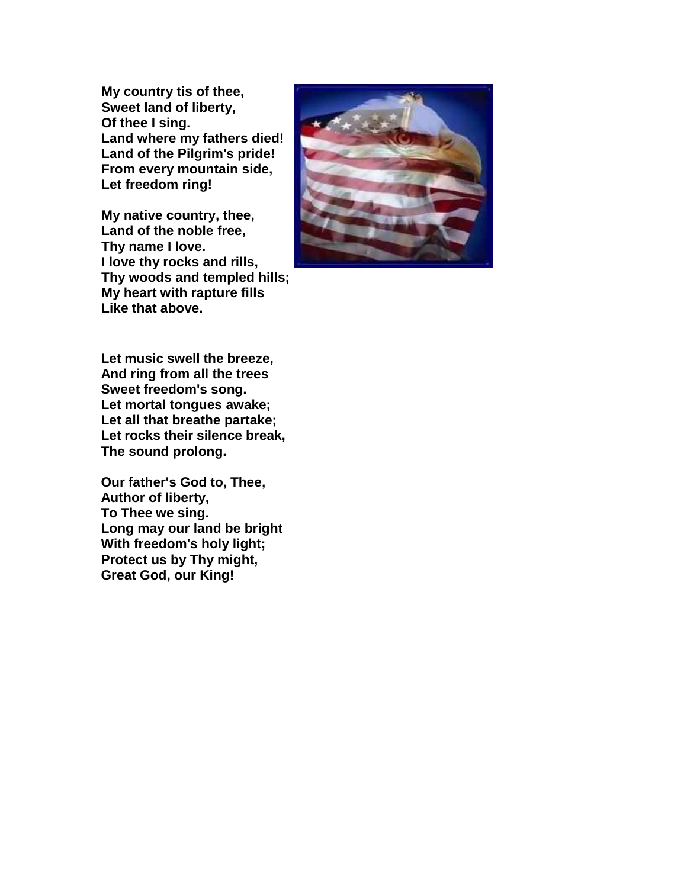**My country tis of thee,**
**Sweet land of liberty,**
**Of thee I sing.**
**Land where my fathers died!**
**Land of the Pilgrim's pride!**
**From every mountain side,**
**Let freedom ring!**

**My native country, thee,**
**Land of the noble free,**
**Thy name I love.**
**I love thy rocks and rills,**
**Thy woods and templed hills;**
**My heart with rapture fills**
**Like that above.**

**Let music swell the breeze,**
**And ring from all the trees**
**Sweet freedom's song.**
**Let mortal tongues awake;**
**Let all that breathe partake;**
**Let rocks their silence break,**
**The sound prolong.**

**Our father's God to, Thee,**
**Author of liberty,**
**To Thee we sing.**
**Long may our land be bright**
**With freedom's holy light;**
**Protect us by Thy might,**
**Great God, our King!**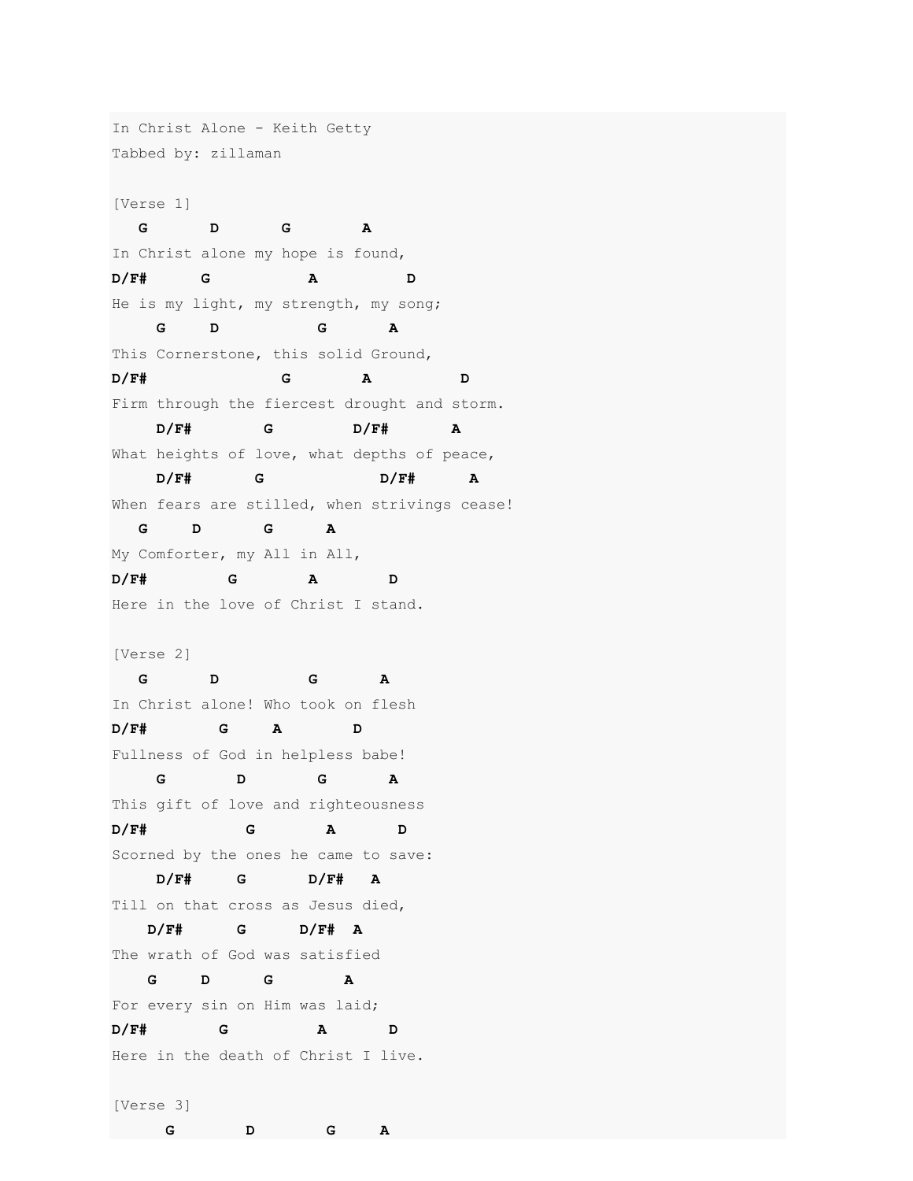```
In Christ Alone - Keith Getty
Tabbed by: zillaman

[Verse 1]
   G       D       G        A
In Christ alone my hope is found,
D/F#      G           A          D
He is my light, my strength, my song;
    G     D           G       A
This Cornerstone, this solid Ground,
D/F#                G        A          D
Firm through the fiercest drought and storm.
     D/F#        G         D/F#       A
What heights of love, what depths of peace,
     D/F#       G              D/F#      A
When fears are stilled, when strivings cease!
   G     D       G      A
My Comforter, my All in All,
D/F#         G        A        D
Here in the love of Christ I stand.

[Verse 2]
   G       D          G       A
In Christ alone! Who took on flesh
D/F#        G     A        D
Fullness of God in helpless babe!
    G        D        G       A
This gift of love and righteousness
D/F#           G        A       D
Scorned by the ones he came to save:
     D/F#     G       D/F#   A
Till on that cross as Jesus died,
    D/F#      G      D/F#  A
The wrath of God was satisfied
    G     D      G        A
For every sin on Him was laid;
D/F#        G          A       D
Here in the death of Christ I live.

[Verse 3]
      G        D        G     A
```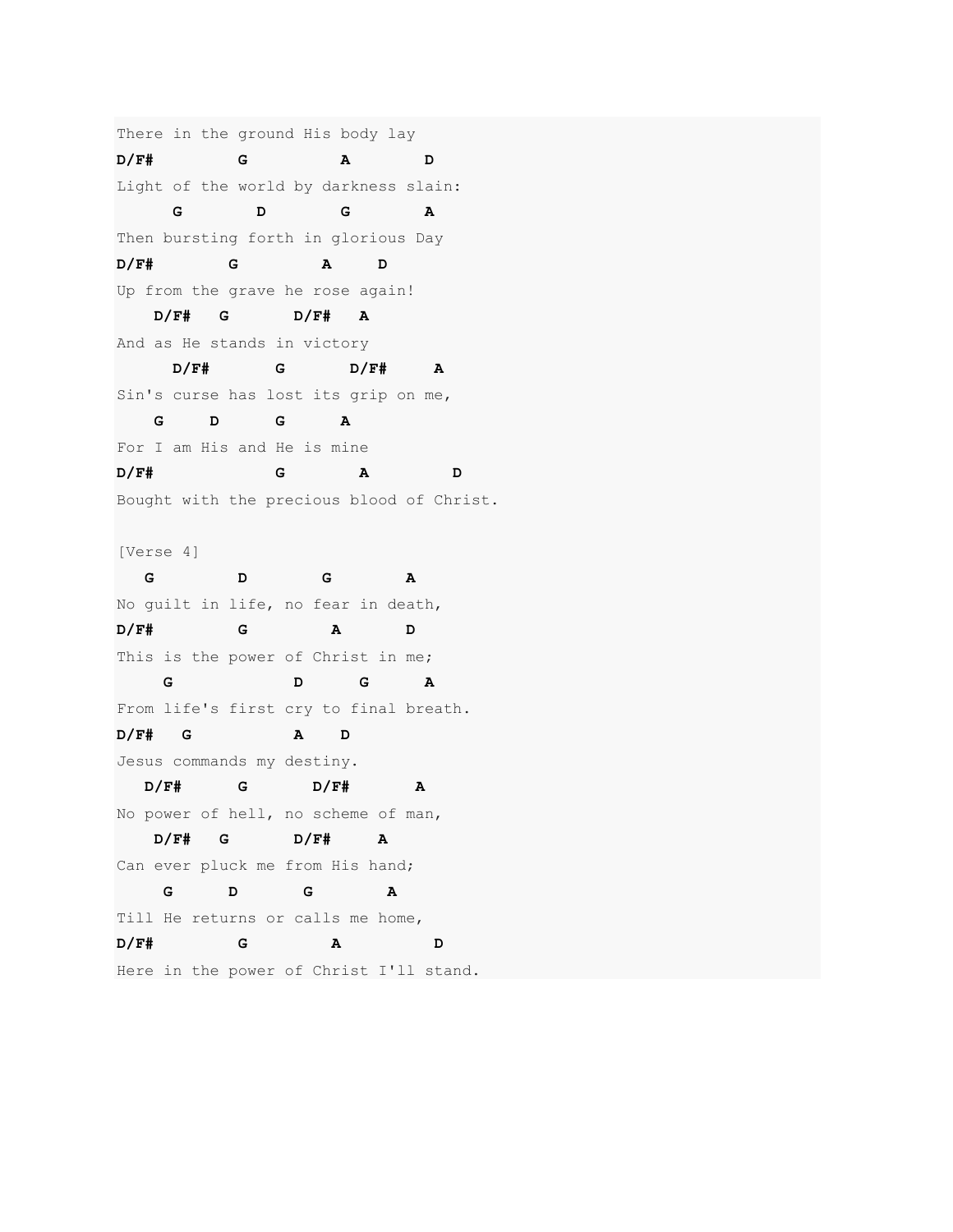```
There in the ground His body lay
D/F#         G          A        D
Light of the world by darkness slain:
      G        D        G        A
Then bursting forth in glorious Day
D/F#        G          A     D
Up from the grave he rose again!
    D/F#   G       D/F#   A
And as He stands in victory
      D/F#       G       D/F#     A
Sin's curse has lost its grip on me,
    G     D      G      A
For I am His and He is mine
D/F#             G        A         D
Bought with the precious blood of Christ.

[Verse 4]
   G         D        G        A
No guilt in life, no fear in death,
D/F#         G          A       D
This is the power of Christ in me;
     G              D      G      A
From life's first cry to final breath.
D/F#   G            A    D
Jesus commands my destiny.
   D/F#      G       D/F#       A
No power of hell, no scheme of man,
    D/F#   G       D/F#     A
Can ever pluck me from His hand;
     G      D       G        A
Till He returns or calls me home,
D/F#         G          A          D
Here in the power of Christ I'll stand.
```